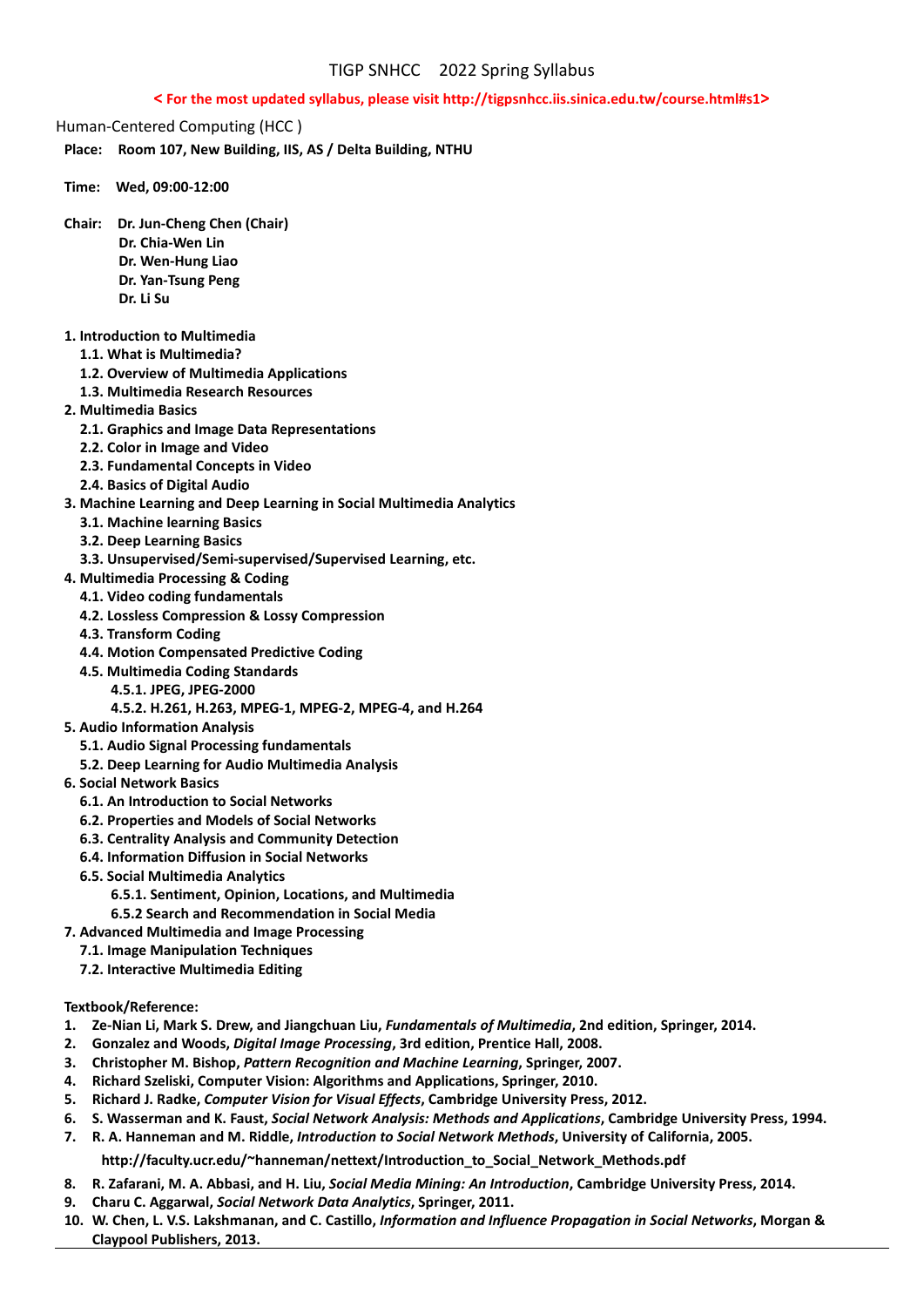# TIGP SNHCC 2022 Spring Syllabus

**< For the most updated syllabus, please visit http://tigpsnhcc.iis.sinica.edu.tw/course.html#s1>**

## Human-Centered Computing (HCC )

**Place:** **Room 107, New Building, IIS, AS / Delta Building, NTHU**

**Time:** **Wed, 09:00-12:00**

**Chair:** **Dr. Jun-Cheng Chen (Chair)**
**Dr. Chia-Wen Lin**
**Dr. Wen-Hung Liao**
**Dr. Yan-Tsung Peng**
**Dr. Li Su**

1. **Introduction to Multimedia**
   - **1.1. What is Multimedia?**
   - **1.2. Overview of Multimedia Applications**
   - **1.3. Multimedia Research Resources**
2. **Multimedia Basics**
   - **2.1. Graphics and Image Data Representations**
   - **2.2. Color in Image and Video**
   - **2.3. Fundamental Concepts in Video**
   - **2.4. Basics of Digital Audio**
3. **Machine Learning and Deep Learning in Social Multimedia Analytics**
   - **3.1. Machine learning Basics**
   - **3.2. Deep Learning Basics**
   - **3.3. Unsupervised/Semi-supervised/Supervised Learning, etc.**
4. **Multimedia Processing & Coding**
   - **4.1. Video coding fundamentals**
   - **4.2. Lossless Compression & Lossy Compression**
   - **4.3. Transform Coding**
   - **4.4. Motion Compensated Predictive Coding**
   - **4.5. Multimedia Coding Standards**
     - **4.5.1. JPEG, JPEG-2000**
     - **4.5.2. H.261, H.263, MPEG-1, MPEG-2, MPEG-4, and H.264**
5. **Audio Information Analysis**
   - **5.1. Audio Signal Processing fundamentals**
   - **5.2. Deep Learning for Audio Multimedia Analysis**
6. **Social Network Basics**
   - **6.1. An Introduction to Social Networks**
   - **6.2. Properties and Models of Social Networks**
   - **6.3. Centrality Analysis and Community Detection**
   - **6.4. Information Diffusion in Social Networks**
   - **6.5. Social Multimedia Analytics**
     - **6.5.1. Sentiment, Opinion, Locations, and Multimedia**
     - **6.5.2 Search and Recommendation in Social Media**
7. **Advanced Multimedia and Image Processing**
   - **7.1. Image Manipulation Techniques**
   - **7.2. Interactive Multimedia Editing**

**Textbook/Reference:**

1. **Ze-Nian Li, Mark S. Drew, and Jiangchuan Liu, *Fundamentals of Multimedia*, 2nd edition, Springer, 2014.**
2. **Gonzalez and Woods, *Digital Image Processing*, 3rd edition, Prentice Hall, 2008.**
3. **Christopher M. Bishop, *Pattern Recognition and Machine Learning*, Springer, 2007.**
4. **Richard Szeliski, Computer Vision: Algorithms and Applications, Springer, 2010.**
5. **Richard J. Radke, *Computer Vision for Visual Effects*, Cambridge University Press, 2012.**
6. **S. Wasserman and K. Faust, *Social Network Analysis: Methods and Applications*, Cambridge University Press, 1994.**
7. **R. A. Hanneman and M. Riddle, *Introduction to Social Network Methods*, University of California, 2005.**
   **http://faculty.ucr.edu/~hanneman/nettext/Introduction_to_Social_Network_Methods.pdf**
8. **R. Zafarani, M. A. Abbasi, and H. Liu, *Social Media Mining: An Introduction*, Cambridge University Press, 2014.**
9. **Charu C. Aggarwal, *Social Network Data Analytics*, Springer, 2011.**
10. **W. Chen, L. V.S. Lakshmanan, and C. Castillo, *Information and Influence Propagation in Social Networks*, Morgan & Claypool Publishers, 2013.**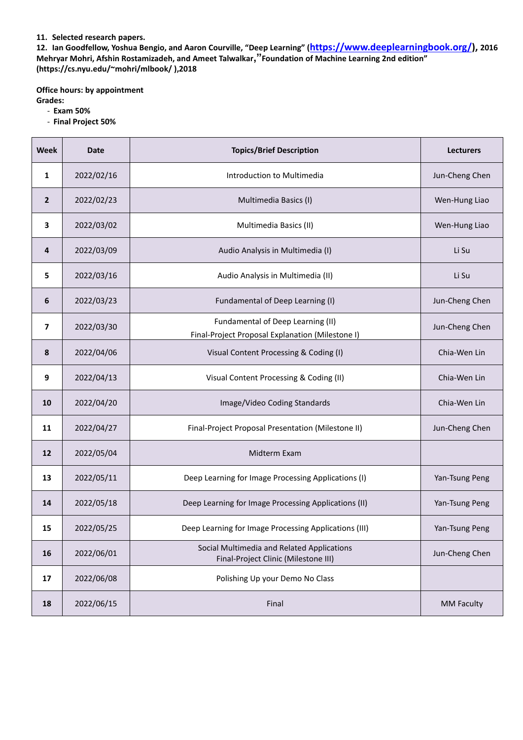11. **Selected research papers.**
12. **Ian Goodfellow, Yoshua Bengio, and Aaron Courville, "Deep Learning" (https://www.deeplearningbook.org/), 2016 Mehryar Mohri, Afshin Rostamizadeh, and Ameet Talwalkar,"Foundation of Machine Learning 2nd edition" (https://cs.nyu.edu/~mohri/mlbook/ ),2018**

**Office hours: by appointment**
**Grades:**
- **Exam 50%**
- **Final Project 50%**

| Week | Date | Topics/Brief Description | Lecturers |
|---|---|---|---|
| 1 | 2022/02/16 | Introduction to Multimedia | Jun-Cheng Chen |
| 2 | 2022/02/23 | Multimedia Basics (I) | Wen-Hung Liao |
| 3 | 2022/03/02 | Multimedia Basics (II) | Wen-Hung Liao |
| 4 | 2022/03/09 | Audio Analysis in Multimedia (I) | Li Su |
| 5 | 2022/03/16 | Audio Analysis in Multimedia (II) | Li Su |
| 6 | 2022/03/23 | Fundamental of Deep Learning (I) | Jun-Cheng Chen |
| 7 | 2022/03/30 | Fundamental of Deep Learning (II)<br>Final-Project Proposal Explanation (Milestone I) | Jun-Cheng Chen |
| 8 | 2022/04/06 | Visual Content Processing & Coding (I) | Chia-Wen Lin |
| 9 | 2022/04/13 | Visual Content Processing & Coding (II) | Chia-Wen Lin |
| 10 | 2022/04/20 | Image/Video Coding Standards | Chia-Wen Lin |
| 11 | 2022/04/27 | Final-Project Proposal Presentation (Milestone II) | Jun-Cheng Chen |
| 12 | 2022/05/04 | Midterm Exam | |
| 13 | 2022/05/11 | Deep Learning for Image Processing Applications (I) | Yan-Tsung Peng |
| 14 | 2022/05/18 | Deep Learning for Image Processing Applications (II) | Yan-Tsung Peng |
| 15 | 2022/05/25 | Deep Learning for Image Processing Applications (III) | Yan-Tsung Peng |
| 16 | 2022/06/01 | Social Multimedia and Related Applications<br>Final-Project Clinic (Milestone III) | Jun-Cheng Chen |
| 17 | 2022/06/08 | Polishing Up your Demo No Class | |
| 18 | 2022/06/15 | Final | MM Faculty |